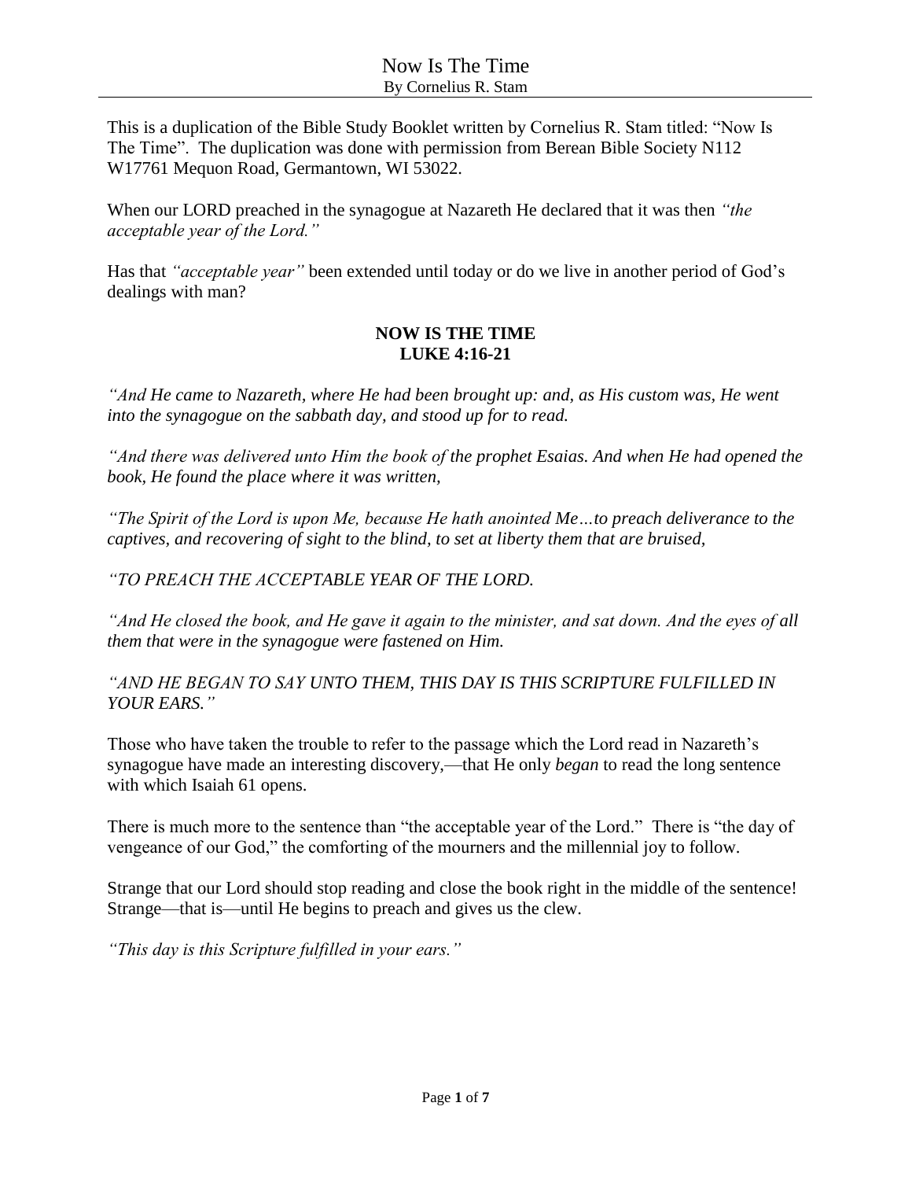# Now Is The Time

By Cornelius R. Stam

This is a duplication of the Bible Study Booklet written by Cornelius R. Stam titled: "Now Is The Time". The duplication was done with permission from Berean Bible Society N112 W17761 Mequon Road, Germantown, WI 53022.

When our LORD preached in the synagogue at Nazareth He declared that it was then *"the acceptable year of the Lord."*

Has that *"acceptable year"* been extended until today or do we live in another period of God's dealings with man?

## NOW IS THE TIME
## LUKE 4:16-21

*"And He came to Nazareth, where He had been brought up: and, as His custom was, He went into the synagogue on the sabbath day, and stood up for to read.*

*"And there was delivered unto Him the book of the prophet Esaias. And when He had opened the book, He found the place where it was written,*

*"The Spirit of the Lord is upon Me, because He hath anointed Me…to preach deliverance to the captives, and recovering of sight to the blind, to set at liberty them that are bruised,*

*"TO PREACH THE ACCEPTABLE YEAR OF THE LORD.*

*"And He closed the book, and He gave it again to the minister, and sat down. And the eyes of all them that were in the synagogue were fastened on Him.*

*"AND HE BEGAN TO SAY UNTO THEM, THIS DAY IS THIS SCRIPTURE FULFILLED IN YOUR EARS."*

Those who have taken the trouble to refer to the passage which the Lord read in Nazareth's synagogue have made an interesting discovery,—that He only *began* to read the long sentence with which Isaiah 61 opens.

There is much more to the sentence than "the acceptable year of the Lord." There is "the day of vengeance of our God," the comforting of the mourners and the millennial joy to follow.

Strange that our Lord should stop reading and close the book right in the middle of the sentence! Strange—that is—until He begins to preach and gives us the clew.

*"This day is this Scripture fulfilled in your ears."*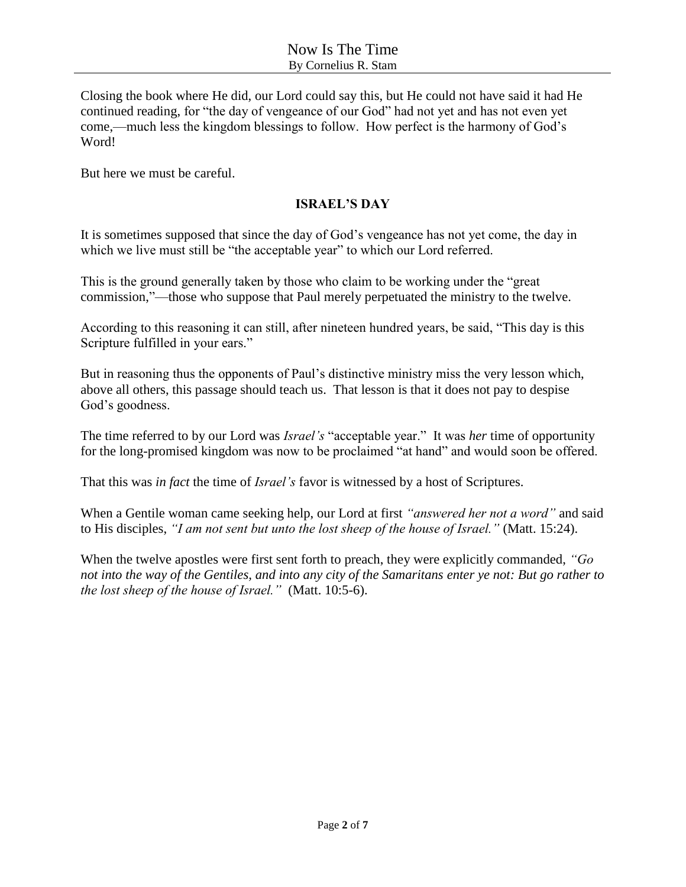Closing the book where He did, our Lord could say this, but He could not have said it had He continued reading, for "the day of vengeance of our God" had not yet and has not even yet come,—much less the kingdom blessings to follow. How perfect is the harmony of God's Word!

But here we must be careful.

## ISRAEL'S DAY

It is sometimes supposed that since the day of God's vengeance has not yet come, the day in which we live must still be "the acceptable year" to which our Lord referred.

This is the ground generally taken by those who claim to be working under the "great commission,"—those who suppose that Paul merely perpetuated the ministry to the twelve.

According to this reasoning it can still, after nineteen hundred years, be said, "This day is this Scripture fulfilled in your ears."

But in reasoning thus the opponents of Paul's distinctive ministry miss the very lesson which, above all others, this passage should teach us. That lesson is that it does not pay to despise God's goodness.

The time referred to by our Lord was *Israel's* "acceptable year." It was *her* time of opportunity for the long-promised kingdom was now to be proclaimed "at hand" and would soon be offered.

That this was *in fact* the time of *Israel's* favor is witnessed by a host of Scriptures.

When a Gentile woman came seeking help, our Lord at first *"answered her not a word"* and said to His disciples, *"I am not sent but unto the lost sheep of the house of Israel."* (Matt. 15:24).

When the twelve apostles were first sent forth to preach, they were explicitly commanded, *"Go not into the way of the Gentiles, and into any city of the Samaritans enter ye not: But go rather to the lost sheep of the house of Israel."* (Matt. 10:5-6).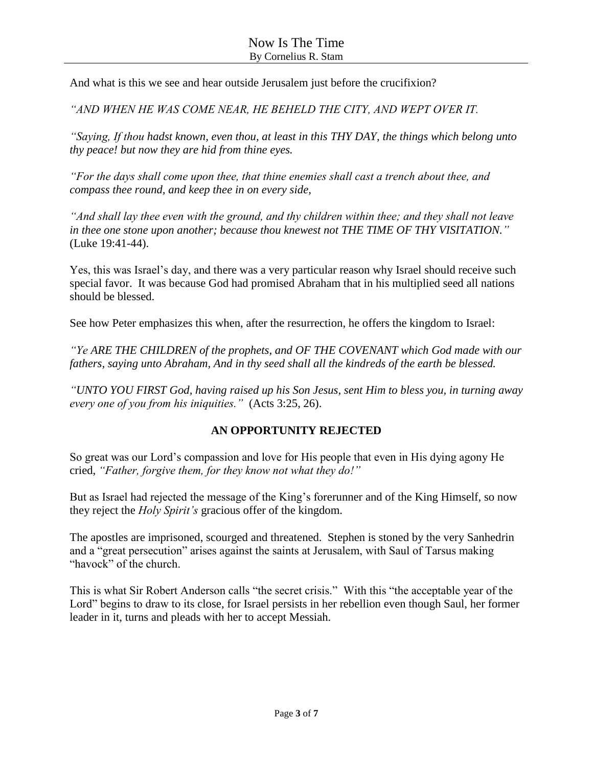And what is this we see and hear outside Jerusalem just before the crucifixion?

*"AND WHEN HE WAS COME NEAR, HE BEHELD THE CITY, AND WEPT OVER IT.*

*"Saying, If thou hadst known, even thou, at least in this THY DAY, the things which belong unto thy peace! but now they are hid from thine eyes.*

*"For the days shall come upon thee, that thine enemies shall cast a trench about thee, and compass thee round, and keep thee in on every side,*

*"And shall lay thee even with the ground, and thy children within thee; and they shall not leave in thee one stone upon another; because thou knewest not THE TIME OF THY VISITATION."* (Luke 19:41-44).

Yes, this was Israel's day, and there was a very particular reason why Israel should receive such special favor. It was because God had promised Abraham that in his multiplied seed all nations should be blessed.

See how Peter emphasizes this when, after the resurrection, he offers the kingdom to Israel:

*"Ye ARE THE CHILDREN of the prophets, and OF THE COVENANT which God made with our fathers, saying unto Abraham, And in thy seed shall all the kindreds of the earth be blessed.*

*"UNTO YOU FIRST God, having raised up his Son Jesus, sent Him to bless you, in turning away every one of you from his iniquities."* (Acts 3:25, 26).

## AN OPPORTUNITY REJECTED

So great was our Lord's compassion and love for His people that even in His dying agony He cried, *"Father, forgive them, for they know not what they do!"*

But as Israel had rejected the message of the King's forerunner and of the King Himself, so now they reject the *Holy Spirit's* gracious offer of the kingdom.

The apostles are imprisoned, scourged and threatened. Stephen is stoned by the very Sanhedrin and a "great persecution" arises against the saints at Jerusalem, with Saul of Tarsus making "havock" of the church.

This is what Sir Robert Anderson calls "the secret crisis." With this "the acceptable year of the Lord" begins to draw to its close, for Israel persists in her rebellion even though Saul, her former leader in it, turns and pleads with her to accept Messiah.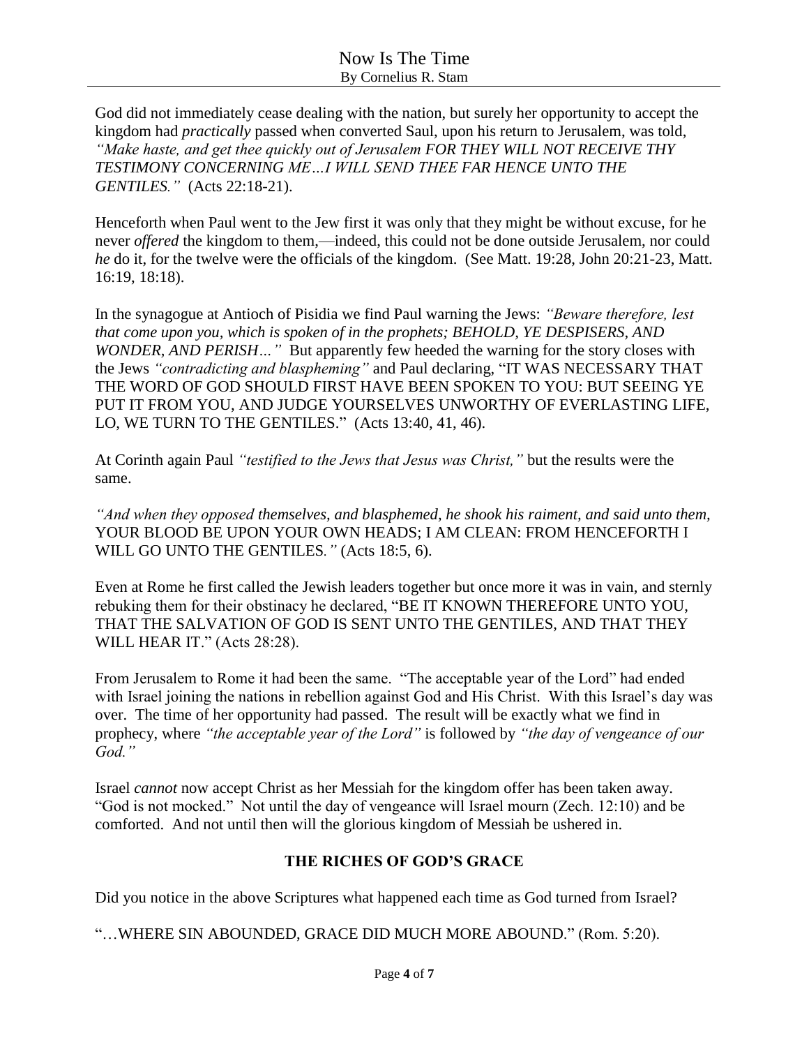God did not immediately cease dealing with the nation, but surely her opportunity to accept the kingdom had *practically* passed when converted Saul, upon his return to Jerusalem, was told, *"Make haste, and get thee quickly out of Jerusalem FOR THEY WILL NOT RECEIVE THY TESTIMONY CONCERNING ME…I WILL SEND THEE FAR HENCE UNTO THE GENTILES."* (Acts 22:18-21).

Henceforth when Paul went to the Jew first it was only that they might be without excuse, for he never *offered* the kingdom to them,—indeed, this could not be done outside Jerusalem, nor could *he* do it, for the twelve were the officials of the kingdom. (See Matt. 19:28, John 20:21-23, Matt. 16:19, 18:18).

In the synagogue at Antioch of Pisidia we find Paul warning the Jews: *"Beware therefore, lest that come upon you, which is spoken of in the prophets; BEHOLD, YE DESPISERS, AND WONDER, AND PERISH…"* But apparently few heeded the warning for the story closes with the Jews *"contradicting and blaspheming"* and Paul declaring, "IT WAS NECESSARY THAT THE WORD OF GOD SHOULD FIRST HAVE BEEN SPOKEN TO YOU: BUT SEEING YE PUT IT FROM YOU, AND JUDGE YOURSELVES UNWORTHY OF EVERLASTING LIFE, LO, WE TURN TO THE GENTILES." (Acts 13:40, 41, 46).

At Corinth again Paul *"testified to the Jews that Jesus was Christ,"* but the results were the same.

*"And when they opposed themselves, and blasphemed, he shook his raiment, and said unto them,* YOUR BLOOD BE UPON YOUR OWN HEADS; I AM CLEAN: FROM HENCEFORTH I WILL GO UNTO THE GENTILES*."* (Acts 18:5, 6).

Even at Rome he first called the Jewish leaders together but once more it was in vain, and sternly rebuking them for their obstinacy he declared, "BE IT KNOWN THEREFORE UNTO YOU, THAT THE SALVATION OF GOD IS SENT UNTO THE GENTILES, AND THAT THEY WILL HEAR IT." (Acts 28:28).

From Jerusalem to Rome it had been the same. "The acceptable year of the Lord" had ended with Israel joining the nations in rebellion against God and His Christ. With this Israel's day was over. The time of her opportunity had passed. The result will be exactly what we find in prophecy, where *"the acceptable year of the Lord"* is followed by *"the day of vengeance of our God."*

Israel *cannot* now accept Christ as her Messiah for the kingdom offer has been taken away. "God is not mocked." Not until the day of vengeance will Israel mourn (Zech. 12:10) and be comforted. And not until then will the glorious kingdom of Messiah be ushered in.

## THE RICHES OF GOD'S GRACE

Did you notice in the above Scriptures what happened each time as God turned from Israel?

"…WHERE SIN ABOUNDED, GRACE DID MUCH MORE ABOUND." (Rom. 5:20).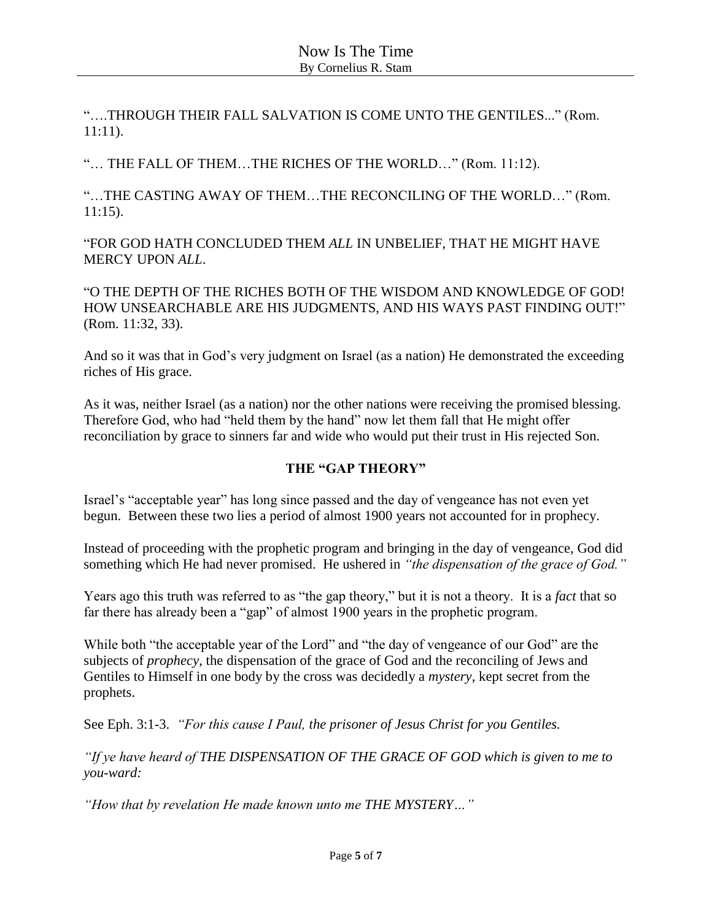"….THROUGH THEIR FALL SALVATION IS COME UNTO THE GENTILES..." (Rom. 11:11).

"… THE FALL OF THEM…THE RICHES OF THE WORLD…" (Rom. 11:12).

"…THE CASTING AWAY OF THEM…THE RECONCILING OF THE WORLD…" (Rom. 11:15).

"FOR GOD HATH CONCLUDED THEM *ALL* IN UNBELIEF, THAT HE MIGHT HAVE MERCY UPON *ALL*.

"O THE DEPTH OF THE RICHES BOTH OF THE WISDOM AND KNOWLEDGE OF GOD! HOW UNSEARCHABLE ARE HIS JUDGMENTS, AND HIS WAYS PAST FINDING OUT!" (Rom. 11:32, 33).

And so it was that in God's very judgment on Israel (as a nation) He demonstrated the exceeding riches of His grace.

As it was, neither Israel (as a nation) nor the other nations were receiving the promised blessing. Therefore God, who had "held them by the hand" now let them fall that He might offer reconciliation by grace to sinners far and wide who would put their trust in His rejected Son.

## THE "GAP THEORY"

Israel's "acceptable year" has long since passed and the day of vengeance has not even yet begun. Between these two lies a period of almost 1900 years not accounted for in prophecy.

Instead of proceeding with the prophetic program and bringing in the day of vengeance, God did something which He had never promised. He ushered in *"the dispensation of the grace of God."*

Years ago this truth was referred to as "the gap theory," but it is not a theory. It is a *fact* that so far there has already been a "gap" of almost 1900 years in the prophetic program.

While both "the acceptable year of the Lord" and "the day of vengeance of our God" are the subjects of *prophecy*, the dispensation of the grace of God and the reconciling of Jews and Gentiles to Himself in one body by the cross was decidedly a *mystery*, kept secret from the prophets.

See Eph. 3:1-3. *"For this cause I Paul, the prisoner of Jesus Christ for you Gentiles.*

*"If ye have heard of THE DISPENSATION OF THE GRACE OF GOD which is given to me to you-ward:*

*"How that by revelation He made known unto me THE MYSTERY…"*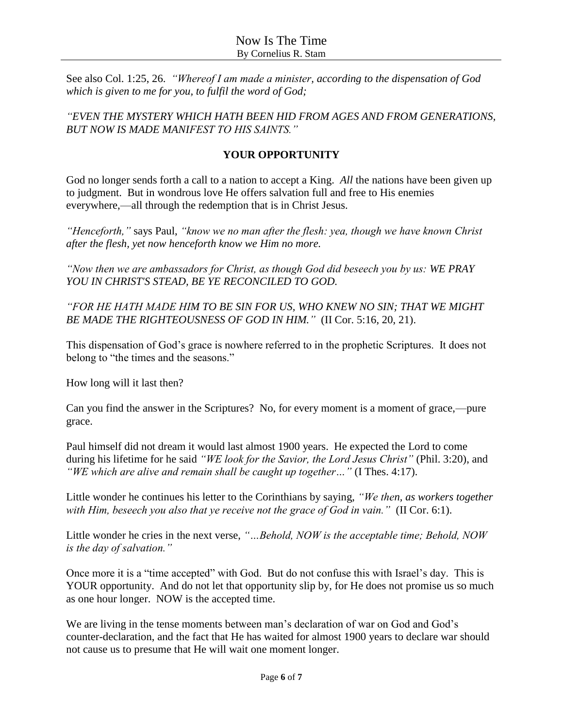See also Col. 1:25, 26. *"Whereof I am made a minister, according to the dispensation of God which is given to me for you, to fulfil the word of God;*

*"EVEN THE MYSTERY WHICH HATH BEEN HID FROM AGES AND FROM GENERATIONS, BUT NOW IS MADE MANIFEST TO HIS SAINTS."*

## YOUR OPPORTUNITY

God no longer sends forth a call to a nation to accept a King. *All* the nations have been given up to judgment. But in wondrous love He offers salvation full and free to His enemies everywhere,—all through the redemption that is in Christ Jesus.

*"Henceforth,"* says Paul, *"know we no man after the flesh: yea, though we have known Christ after the flesh, yet now henceforth know we Him no more.*

*"Now then we are ambassadors for Christ, as though God did beseech you by us: WE PRAY YOU IN CHRIST'S STEAD, BE YE RECONCILED TO GOD.*

*"FOR HE HATH MADE HIM TO BE SIN FOR US, WHO KNEW NO SIN; THAT WE MIGHT BE MADE THE RIGHTEOUSNESS OF GOD IN HIM."* (II Cor. 5:16, 20, 21).

This dispensation of God's grace is nowhere referred to in the prophetic Scriptures. It does not belong to "the times and the seasons."

How long will it last then?

Can you find the answer in the Scriptures? No, for every moment is a moment of grace,—pure grace.

Paul himself did not dream it would last almost 1900 years. He expected the Lord to come during his lifetime for he said *"WE look for the Savior, the Lord Jesus Christ"* (Phil. 3:20), and *"WE which are alive and remain shall be caught up together…"* (I Thes. 4:17).

Little wonder he continues his letter to the Corinthians by saying, *"We then, as workers together with Him, beseech you also that ye receive not the grace of God in vain."* (II Cor. 6:1).

Little wonder he cries in the next verse, *"…Behold, NOW is the acceptable time; Behold, NOW is the day of salvation."*

Once more it is a "time accepted" with God. But do not confuse this with Israel's day. This is YOUR opportunity. And do not let that opportunity slip by, for He does not promise us so much as one hour longer. NOW is the accepted time.

We are living in the tense moments between man's declaration of war on God and God's counter-declaration, and the fact that He has waited for almost 1900 years to declare war should not cause us to presume that He will wait one moment longer.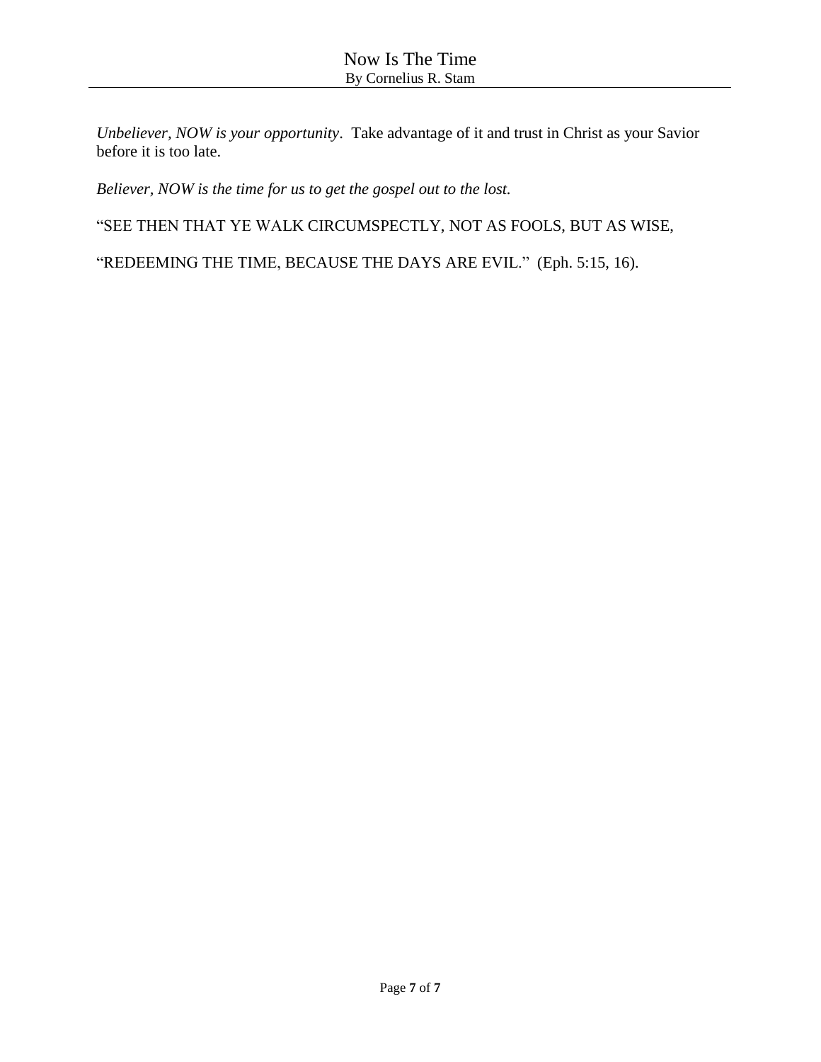*Unbeliever, NOW is your opportunity*. Take advantage of it and trust in Christ as your Savior before it is too late.

*Believer, NOW is the time for us to get the gospel out to the lost.*

"SEE THEN THAT YE WALK CIRCUMSPECTLY, NOT AS FOOLS, BUT AS WISE,

"REDEEMING THE TIME, BECAUSE THE DAYS ARE EVIL." (Eph. 5:15, 16).